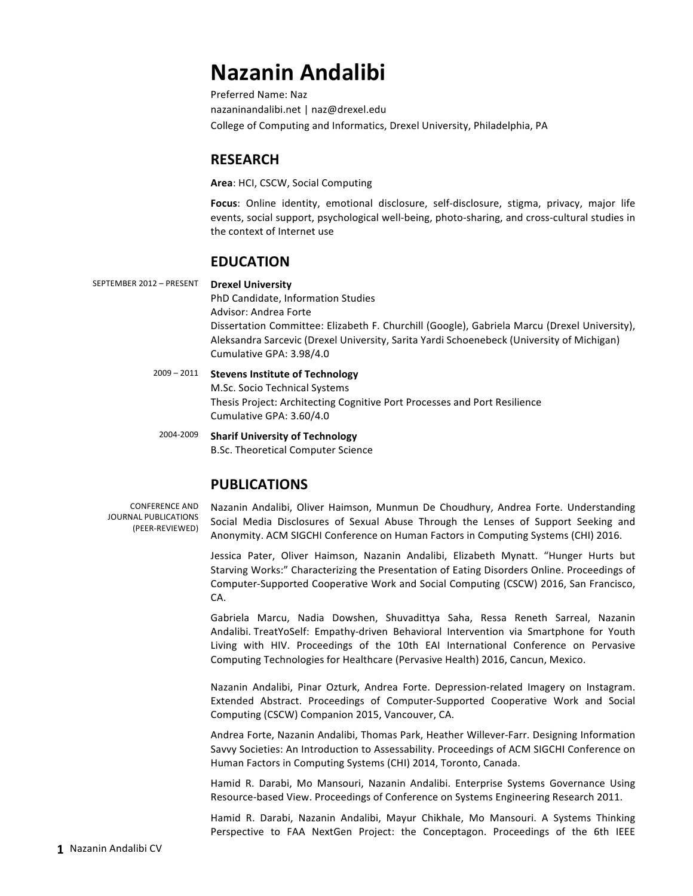# Nazanin Andalibi

Preferred Name: Naz
nazaninandalibi.net | naz@drexel.edu
College of Computing and Informatics, Drexel University, Philadelphia, PA

## RESEARCH

**Area**: HCI, CSCW, Social Computing

**Focus**: Online identity, emotional disclosure, self-disclosure, stigma, privacy, major life events, social support, psychological well-being, photo-sharing, and cross-cultural studies in the context of Internet use

## EDUCATION

SEPTEMBER 2012 – PRESENT
**Drexel University**
PhD Candidate, Information Studies
Advisor: Andrea Forte
Dissertation Committee: Elizabeth F. Churchill (Google), Gabriela Marcu (Drexel University), Aleksandra Sarcevic (Drexel University, Sarita Yardi Schoenebeck (University of Michigan)
Cumulative GPA: 3.98/4.0

2009 – 2011
**Stevens Institute of Technology**
M.Sc. Socio Technical Systems
Thesis Project: Architecting Cognitive Port Processes and Port Resilience
Cumulative GPA: 3.60/4.0

2004-2009
**Sharif University of Technology**
B.Sc. Theoretical Computer Science

## PUBLICATIONS

CONFERENCE AND JOURNAL PUBLICATIONS (PEER-REVIEWED)

Nazanin Andalibi, Oliver Haimson, Munmun De Choudhury, Andrea Forte. Understanding Social Media Disclosures of Sexual Abuse Through the Lenses of Support Seeking and Anonymity. ACM SIGCHI Conference on Human Factors in Computing Systems (CHI) 2016.

Jessica Pater, Oliver Haimson, Nazanin Andalibi, Elizabeth Mynatt. "Hunger Hurts but Starving Works:" Characterizing the Presentation of Eating Disorders Online. Proceedings of Computer-Supported Cooperative Work and Social Computing (CSCW) 2016, San Francisco, CA.

Gabriela Marcu, Nadia Dowshen, Shuvadittya Saha, Ressa Reneth Sarreal, Nazanin Andalibi. TreatYoSelf: Empathy-driven Behavioral Intervention via Smartphone for Youth Living with HIV. Proceedings of the 10th EAI International Conference on Pervasive Computing Technologies for Healthcare (Pervasive Health) 2016, Cancun, Mexico.

Nazanin Andalibi, Pinar Ozturk, Andrea Forte. Depression-related Imagery on Instagram. Extended Abstract. Proceedings of Computer-Supported Cooperative Work and Social Computing (CSCW) Companion 2015, Vancouver, CA.

Andrea Forte, Nazanin Andalibi, Thomas Park, Heather Willever-Farr. Designing Information Savvy Societies: An Introduction to Assessability. Proceedings of ACM SIGCHI Conference on Human Factors in Computing Systems (CHI) 2014, Toronto, Canada.

Hamid R. Darabi, Mo Mansouri, Nazanin Andalibi. Enterprise Systems Governance Using Resource-based View. Proceedings of Conference on Systems Engineering Research 2011.

Hamid R. Darabi, Nazanin Andalibi, Mayur Chikhale, Mo Mansouri. A Systems Thinking Perspective to FAA NextGen Project: the Conceptagon. Proceedings of the 6th IEEE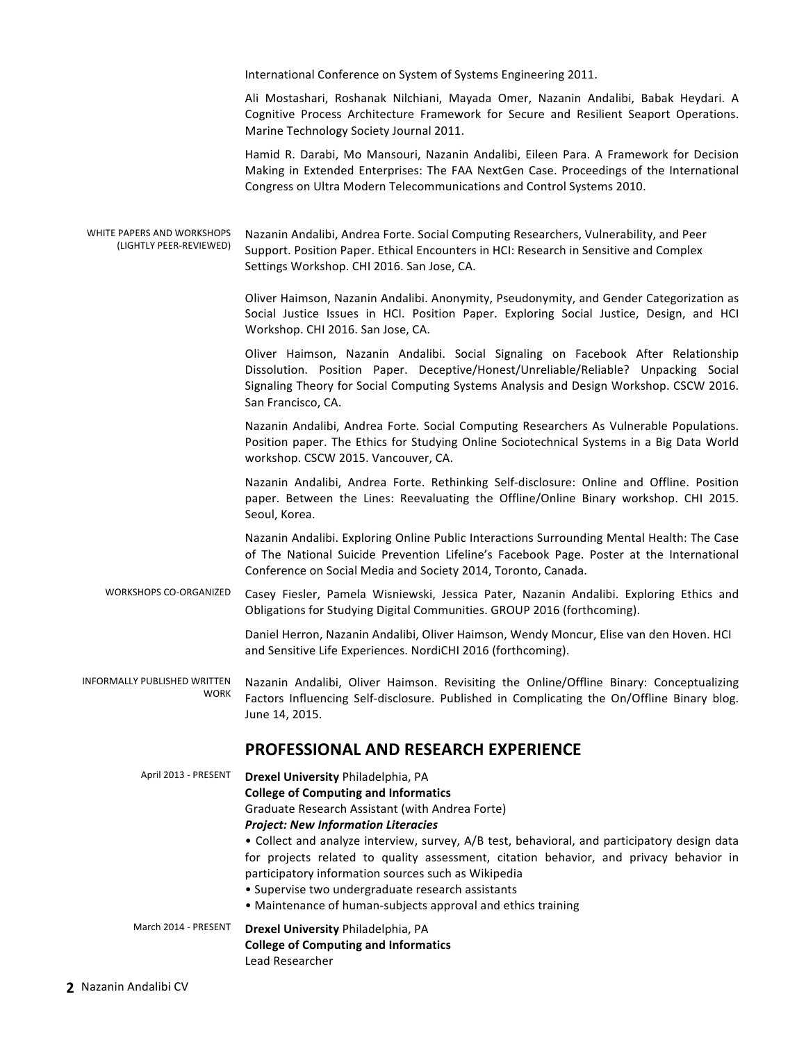International Conference on System of Systems Engineering 2011.

Ali Mostashari, Roshanak Nilchiani, Mayada Omer, Nazanin Andalibi, Babak Heydari. A Cognitive Process Architecture Framework for Secure and Resilient Seaport Operations. Marine Technology Society Journal 2011.

Hamid R. Darabi, Mo Mansouri, Nazanin Andalibi, Eileen Para. A Framework for Decision Making in Extended Enterprises: The FAA NextGen Case. Proceedings of the International Congress on Ultra Modern Telecommunications and Control Systems 2010.

WHITE PAPERS AND WORKSHOPS (LIGHTLY PEER-REVIEWED)

Nazanin Andalibi, Andrea Forte. Social Computing Researchers, Vulnerability, and Peer Support. Position Paper. Ethical Encounters in HCI: Research in Sensitive and Complex Settings Workshop. CHI 2016. San Jose, CA.

Oliver Haimson, Nazanin Andalibi. Anonymity, Pseudonymity, and Gender Categorization as Social Justice Issues in HCI. Position Paper. Exploring Social Justice, Design, and HCI Workshop. CHI 2016. San Jose, CA.

Oliver Haimson, Nazanin Andalibi. Social Signaling on Facebook After Relationship Dissolution. Position Paper. Deceptive/Honest/Unreliable/Reliable? Unpacking Social Signaling Theory for Social Computing Systems Analysis and Design Workshop. CSCW 2016. San Francisco, CA.

Nazanin Andalibi, Andrea Forte. Social Computing Researchers As Vulnerable Populations. Position paper. The Ethics for Studying Online Sociotechnical Systems in a Big Data World workshop. CSCW 2015. Vancouver, CA.

Nazanin Andalibi, Andrea Forte. Rethinking Self-disclosure: Online and Offline. Position paper. Between the Lines: Reevaluating the Offline/Online Binary workshop. CHI 2015. Seoul, Korea.

Nazanin Andalibi. Exploring Online Public Interactions Surrounding Mental Health: The Case of The National Suicide Prevention Lifeline's Facebook Page. Poster at the International Conference on Social Media and Society 2014, Toronto, Canada.

WORKSHOPS CO-ORGANIZED

Casey Fiesler, Pamela Wisniewski, Jessica Pater, Nazanin Andalibi. Exploring Ethics and Obligations for Studying Digital Communities. GROUP 2016 (forthcoming).

Daniel Herron, Nazanin Andalibi, Oliver Haimson, Wendy Moncur, Elise van den Hoven. HCI and Sensitive Life Experiences. NordiCHI 2016 (forthcoming).

INFORMALLY PUBLISHED WRITTEN WORK

Nazanin Andalibi, Oliver Haimson. Revisiting the Online/Offline Binary: Conceptualizing Factors Influencing Self-disclosure. Published in Complicating the On/Offline Binary blog. June 14, 2015.

## PROFESSIONAL AND RESEARCH EXPERIENCE

April 2013 - PRESENT

**Drexel University** Philadelphia, PA
**College of Computing and Informatics**
Graduate Research Assistant (with Andrea Forte)
***Project: New Information Literacies***

- Collect and analyze interview, survey, A/B test, behavioral, and participatory design data for projects related to quality assessment, citation behavior, and privacy behavior in participatory information sources such as Wikipedia
- Supervise two undergraduate research assistants
- Maintenance of human-subjects approval and ethics training

March 2014 - PRESENT

**Drexel University** Philadelphia, PA
**College of Computing and Informatics**
Lead Researcher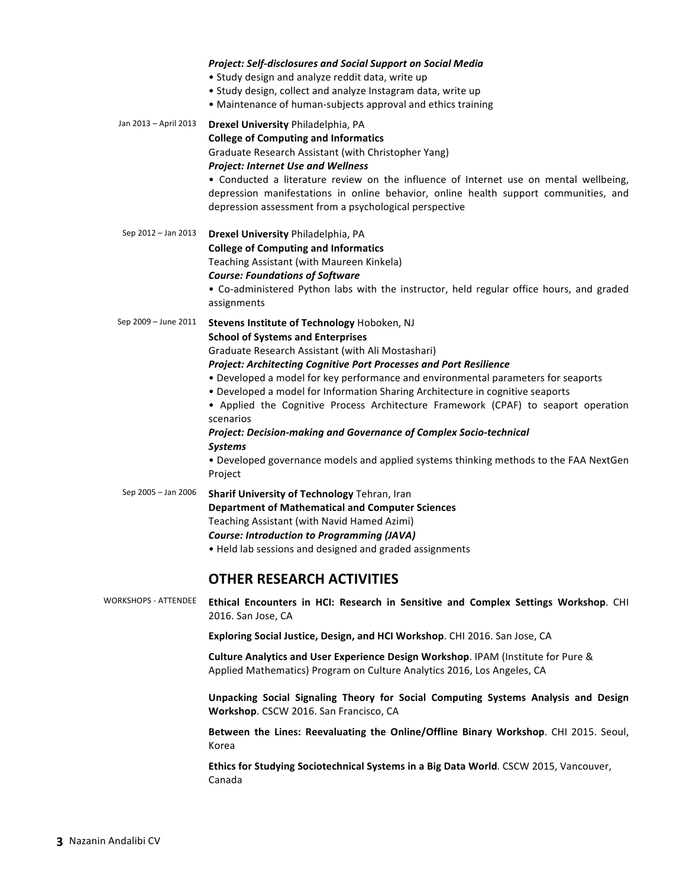***Project: Self-disclosures and Social Support on Social Media***
- Study design and analyze reddit data, write up
- Study design, collect and analyze Instagram data, write up
- Maintenance of human-subjects approval and ethics training

Jan 2013 – April 2013 **Drexel University** Philadelphia, PA
**College of Computing and Informatics**
Graduate Research Assistant (with Christopher Yang)
***Project: Internet Use and Wellness***
- Conducted a literature review on the influence of Internet use on mental wellbeing, depression manifestations in online behavior, online health support communities, and depression assessment from a psychological perspective

Sep 2012 – Jan 2013 **Drexel University** Philadelphia, PA
**College of Computing and Informatics**
Teaching Assistant (with Maureen Kinkela)
***Course: Foundations of Software***
- Co-administered Python labs with the instructor, held regular office hours, and graded assignments

Sep 2009 – June 2011 **Stevens Institute of Technology** Hoboken, NJ
**School of Systems and Enterprises**
Graduate Research Assistant (with Ali Mostashari)
***Project: Architecting Cognitive Port Processes and Port Resilience***
- Developed a model for key performance and environmental parameters for seaports
- Developed a model for Information Sharing Architecture in cognitive seaports
- Applied the Cognitive Process Architecture Framework (CPAF) to seaport operation scenarios

***Project: Decision-making and Governance of Complex Socio-technical Systems***
- Developed governance models and applied systems thinking methods to the FAA NextGen Project

Sep 2005 – Jan 2006 **Sharif University of Technology** Tehran, Iran
**Department of Mathematical and Computer Sciences**
Teaching Assistant (with Navid Hamed Azimi)
***Course: Introduction to Programming (JAVA)***
- Held lab sessions and designed and graded assignments

## OTHER RESEARCH ACTIVITIES

WORKSHOPS - ATTENDEE

**Ethical Encounters in HCI: Research in Sensitive and Complex Settings Workshop**. CHI 2016. San Jose, CA

**Exploring Social Justice, Design, and HCI Workshop**. CHI 2016. San Jose, CA

**Culture Analytics and User Experience Design Workshop**. IPAM (Institute for Pure & Applied Mathematics) Program on Culture Analytics 2016, Los Angeles, CA

**Unpacking Social Signaling Theory for Social Computing Systems Analysis and Design Workshop**. CSCW 2016. San Francisco, CA

**Between the Lines: Reevaluating the Online/Offline Binary Workshop**. CHI 2015. Seoul, Korea

**Ethics for Studying Sociotechnical Systems in a Big Data World**. CSCW 2015, Vancouver, Canada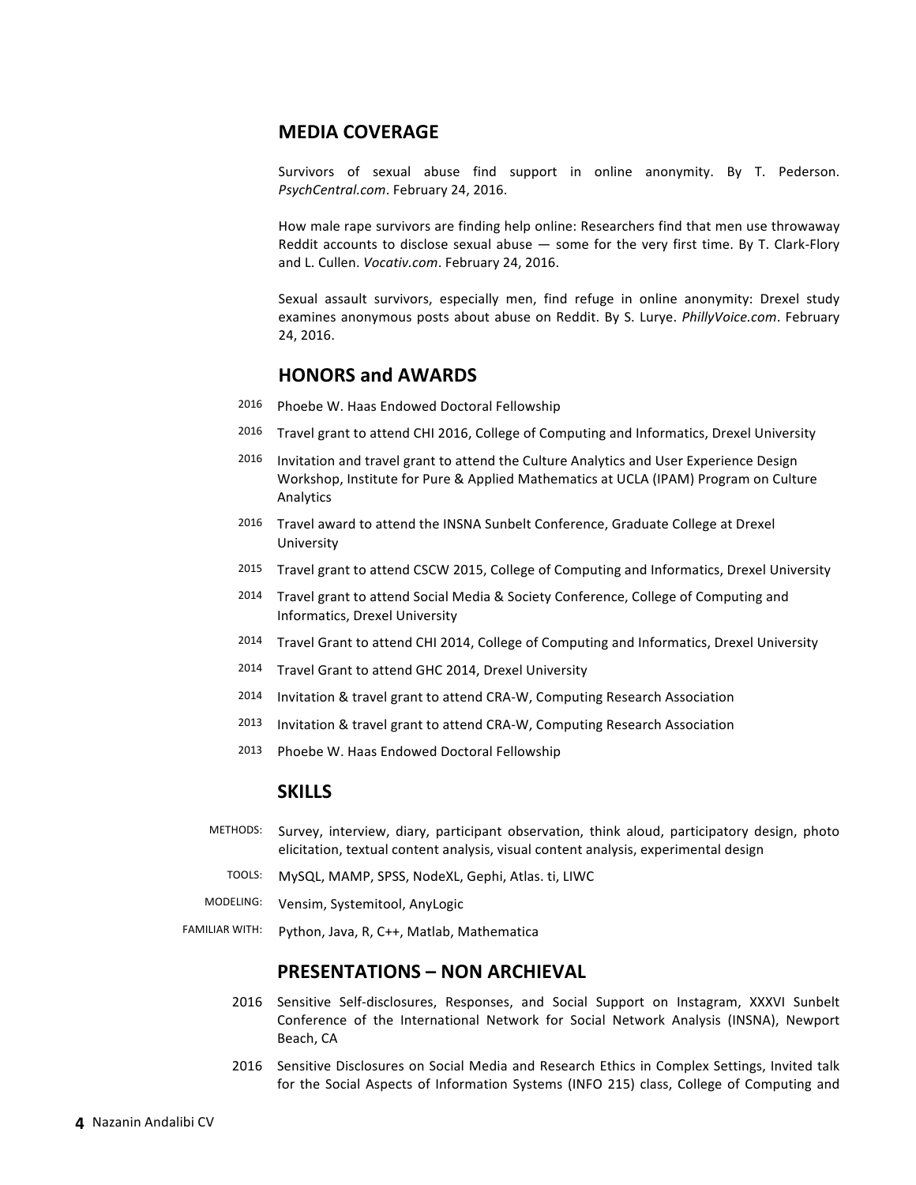## MEDIA COVERAGE

Survivors of sexual abuse find support in online anonymity. By T. Pederson. *PsychCentral.com*. February 24, 2016.

How male rape survivors are finding help online: Researchers find that men use throwaway Reddit accounts to disclose sexual abuse — some for the very first time. By T. Clark-Flory and L. Cullen. *Vocativ.com*. February 24, 2016.

Sexual assault survivors, especially men, find refuge in online anonymity: Drexel study examines anonymous posts about abuse on Reddit. By S. Lurye. *PhillyVoice.com*. February 24, 2016.

## HONORS and AWARDS

- 2016 Phoebe W. Haas Endowed Doctoral Fellowship
- 2016 Travel grant to attend CHI 2016, College of Computing and Informatics, Drexel University
- 2016 Invitation and travel grant to attend the Culture Analytics and User Experience Design Workshop, Institute for Pure & Applied Mathematics at UCLA (IPAM) Program on Culture Analytics
- 2016 Travel award to attend the INSNA Sunbelt Conference, Graduate College at Drexel University
- 2015 Travel grant to attend CSCW 2015, College of Computing and Informatics, Drexel University
- 2014 Travel grant to attend Social Media & Society Conference, College of Computing and Informatics, Drexel University
- 2014 Travel Grant to attend CHI 2014, College of Computing and Informatics, Drexel University
- 2014 Travel Grant to attend GHC 2014, Drexel University
- 2014 Invitation & travel grant to attend CRA-W, Computing Research Association
- 2013 Invitation & travel grant to attend CRA-W, Computing Research Association
- 2013 Phoebe W. Haas Endowed Doctoral Fellowship

## SKILLS

- METHODS: Survey, interview, diary, participant observation, think aloud, participatory design, photo elicitation, textual content analysis, visual content analysis, experimental design
- TOOLS: MySQL, MAMP, SPSS, NodeXL, Gephi, Atlas. ti, LIWC
- MODELING: Vensim, Systemitool, AnyLogic
- FAMILIAR WITH: Python, Java, R, C++, Matlab, Mathematica

## PRESENTATIONS – NON ARCHIEVAL

- 2016 Sensitive Self-disclosures, Responses, and Social Support on Instagram, XXXVI Sunbelt Conference of the International Network for Social Network Analysis (INSNA), Newport Beach, CA
- 2016 Sensitive Disclosures on Social Media and Research Ethics in Complex Settings, Invited talk for the Social Aspects of Information Systems (INFO 215) class, College of Computing and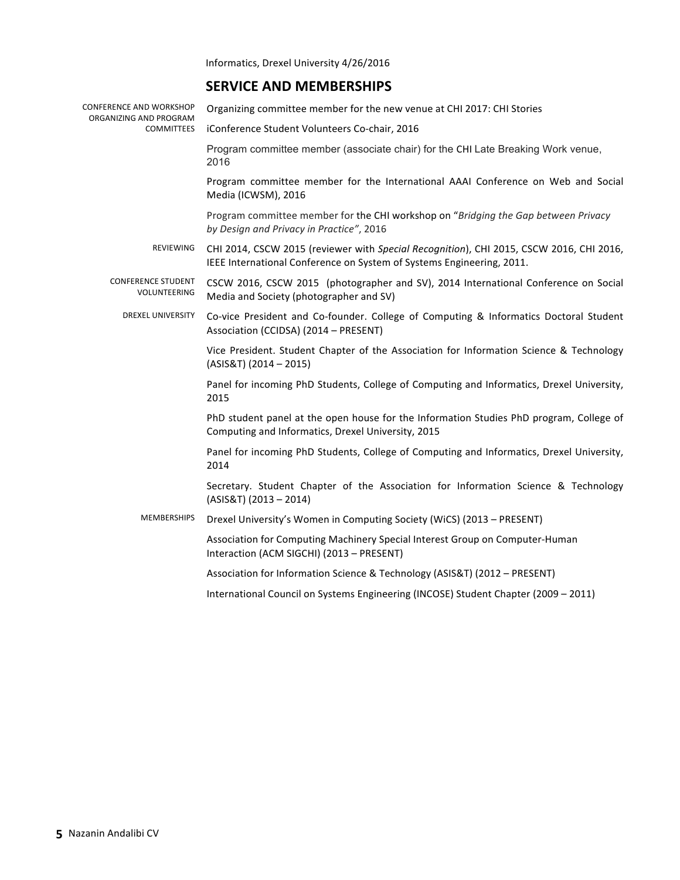Informatics, Drexel University 4/26/2016

## SERVICE AND MEMBERSHIPS

### Conference and Workshop Organizing and Program Committees

Organizing committee member for the new venue at CHI 2017: CHI Stories

iConference Student Volunteers Co-chair, 2016

Program committee member (associate chair) for the CHI Late Breaking Work venue, 2016

Program committee member for the International AAAI Conference on Web and Social Media (ICWSM), 2016

Program committee member for the CHI workshop on "*Bridging the Gap between Privacy by Design and Privacy in Practice*", 2016

### Reviewing

CHI 2014, CSCW 2015 (reviewer with *Special Recognition*), CHI 2015, CSCW 2016, CHI 2016, IEEE International Conference on System of Systems Engineering, 2011.

### Conference Student Volunteering

CSCW 2016, CSCW 2015 (photographer and SV), 2014 International Conference on Social Media and Society (photographer and SV)

### Drexel University

Co-vice President and Co-founder. College of Computing & Informatics Doctoral Student Association (CCIDSA) (2014 – PRESENT)

Vice President. Student Chapter of the Association for Information Science & Technology (ASIS&T) (2014 – 2015)

Panel for incoming PhD Students, College of Computing and Informatics, Drexel University, 2015

PhD student panel at the open house for the Information Studies PhD program, College of Computing and Informatics, Drexel University, 2015

Panel for incoming PhD Students, College of Computing and Informatics, Drexel University, 2014

Secretary. Student Chapter of the Association for Information Science & Technology (ASIS&T) (2013 – 2014)

### Memberships

Drexel University's Women in Computing Society (WiCS) (2013 – PRESENT)

Association for Computing Machinery Special Interest Group on Computer-Human Interaction (ACM SIGCHI) (2013 – PRESENT)

Association for Information Science & Technology (ASIS&T) (2012 – PRESENT)

International Council on Systems Engineering (INCOSE) Student Chapter (2009 – 2011)